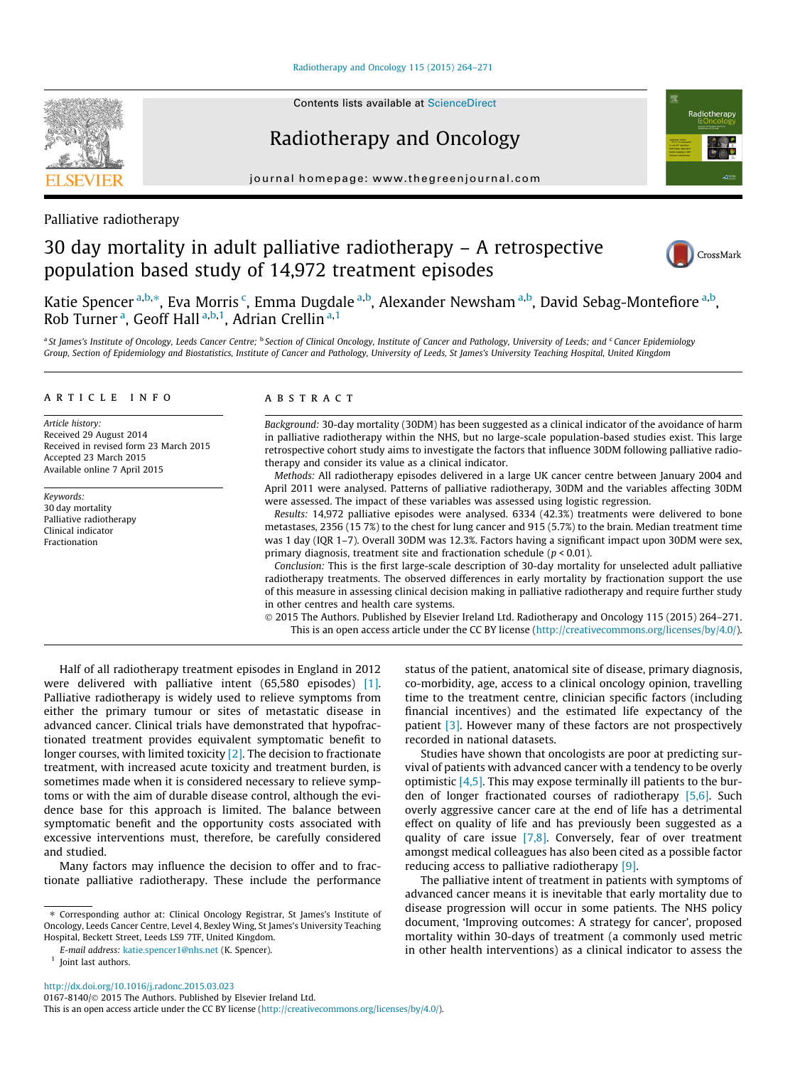Palliative radiotherapy

# 30 day mortality in adult palliative radiotherapy – A retrospective population based study of 14,972 treatment episodes

Katie Spencer [a,b,*], Eva Morris [c], Emma Dugdale [a,b], Alexander Newsham [a,b], David Sebag-Montefiore [a,b], Rob Turner [a], Geoff Hall [a,b,1], Adrian Crellin [a,1]

[a] St James's Institute of Oncology, Leeds Cancer Centre; [b] Section of Clinical Oncology, Institute of Cancer and Pathology, University of Leeds; and [c] Cancer Epidemiology Group, Section of Epidemiology and Biostatistics, Institute of Cancer and Pathology, University of Leeds, St James's University Teaching Hospital, United Kingdom

## ARTICLE INFO

*Article history:*
Received 29 August 2014
Received in revised form 23 March 2015
Accepted 23 March 2015
Available online 7 April 2015

*Keywords:*
30 day mortality
Palliative radiotherapy
Clinical indicator
Fractionation

## ABSTRACT

*Background:* 30-day mortality (30DM) has been suggested as a clinical indicator of the avoidance of harm in palliative radiotherapy within the NHS, but no large-scale population-based studies exist. This large retrospective cohort study aims to investigate the factors that influence 30DM following palliative radiotherapy and consider its value as a clinical indicator.

*Methods:* All radiotherapy episodes delivered in a large UK cancer centre between January 2004 and April 2011 were analysed. Patterns of palliative radiotherapy, 30DM and the variables affecting 30DM were assessed. The impact of these variables was assessed using logistic regression.

*Results:* 14,972 palliative episodes were analysed. 6334 (42.3%) treatments were delivered to bone metastases, 2356 (15 7%) to the chest for lung cancer and 915 (5.7%) to the brain. Median treatment time was 1 day (IQR 1–7). Overall 30DM was 12.3%. Factors having a significant impact upon 30DM were sex, primary diagnosis, treatment site and fractionation schedule ($p < 0.01$).

*Conclusion:* This is the first large-scale description of 30-day mortality for unselected adult palliative radiotherapy treatments. The observed differences in early mortality by fractionation support the use of this measure in assessing clinical decision making in palliative radiotherapy and require further study in other centres and health care systems.

© 2015 The Authors. Published by Elsevier Ireland Ltd. Radiotherapy and Oncology 115 (2015) 264–271. This is an open access article under the CC BY license (http://creativecommons.org/licenses/by/4.0/).

Half of all radiotherapy treatment episodes in England in 2012 were delivered with palliative intent (65,580 episodes) [1]. Palliative radiotherapy is widely used to relieve symptoms from either the primary tumour or sites of metastatic disease in advanced cancer. Clinical trials have demonstrated that hypofractionated treatment provides equivalent symptomatic benefit to longer courses, with limited toxicity [2]. The decision to fractionate treatment, with increased acute toxicity and treatment burden, is sometimes made when it is considered necessary to relieve symptoms or with the aim of durable disease control, although the evidence base for this approach is limited. The balance between symptomatic benefit and the opportunity costs associated with excessive interventions must, therefore, be carefully considered and studied.

Many factors may influence the decision to offer and to fractionate palliative radiotherapy. These include the performance status of the patient, anatomical site of disease, primary diagnosis, co-morbidity, age, access to a clinical oncology opinion, travelling time to the treatment centre, clinician specific factors (including financial incentives) and the estimated life expectancy of the patient [3]. However many of these factors are not prospectively recorded in national datasets.

Studies have shown that oncologists are poor at predicting survival of patients with advanced cancer with a tendency to be overly optimistic [4,5]. This may expose terminally ill patients to the burden of longer fractionated courses of radiotherapy [5,6]. Such overly aggressive cancer care at the end of life has a detrimental effect on quality of life and has previously been suggested as a quality of care issue [7,8]. Conversely, fear of over treatment amongst medical colleagues has also been cited as a possible factor reducing access to palliative radiotherapy [9].

The palliative intent of treatment in patients with symptoms of advanced cancer means it is inevitable that early mortality due to disease progression will occur in some patients. The NHS policy document, 'Improving outcomes: A strategy for cancer', proposed mortality within 30-days of treatment (a commonly used metric in other health interventions) as a clinical indicator to assess the

* Corresponding author at: Clinical Oncology Registrar, St James's Institute of Oncology, Leeds Cancer Centre, Level 4, Bexley Wing, St James's University Teaching Hospital, Beckett Street, Leeds LS9 7TF, United Kingdom.
*E-mail address:* katie.spencer1@nhs.net (K. Spencer).
[1] Joint last authors.

http://dx.doi.org/10.1016/j.radonc.2015.03.023
0167-8140/© 2015 The Authors. Published by Elsevier Ireland Ltd.
This is an open access article under the CC BY license (http://creativecommons.org/licenses/by/4.0/).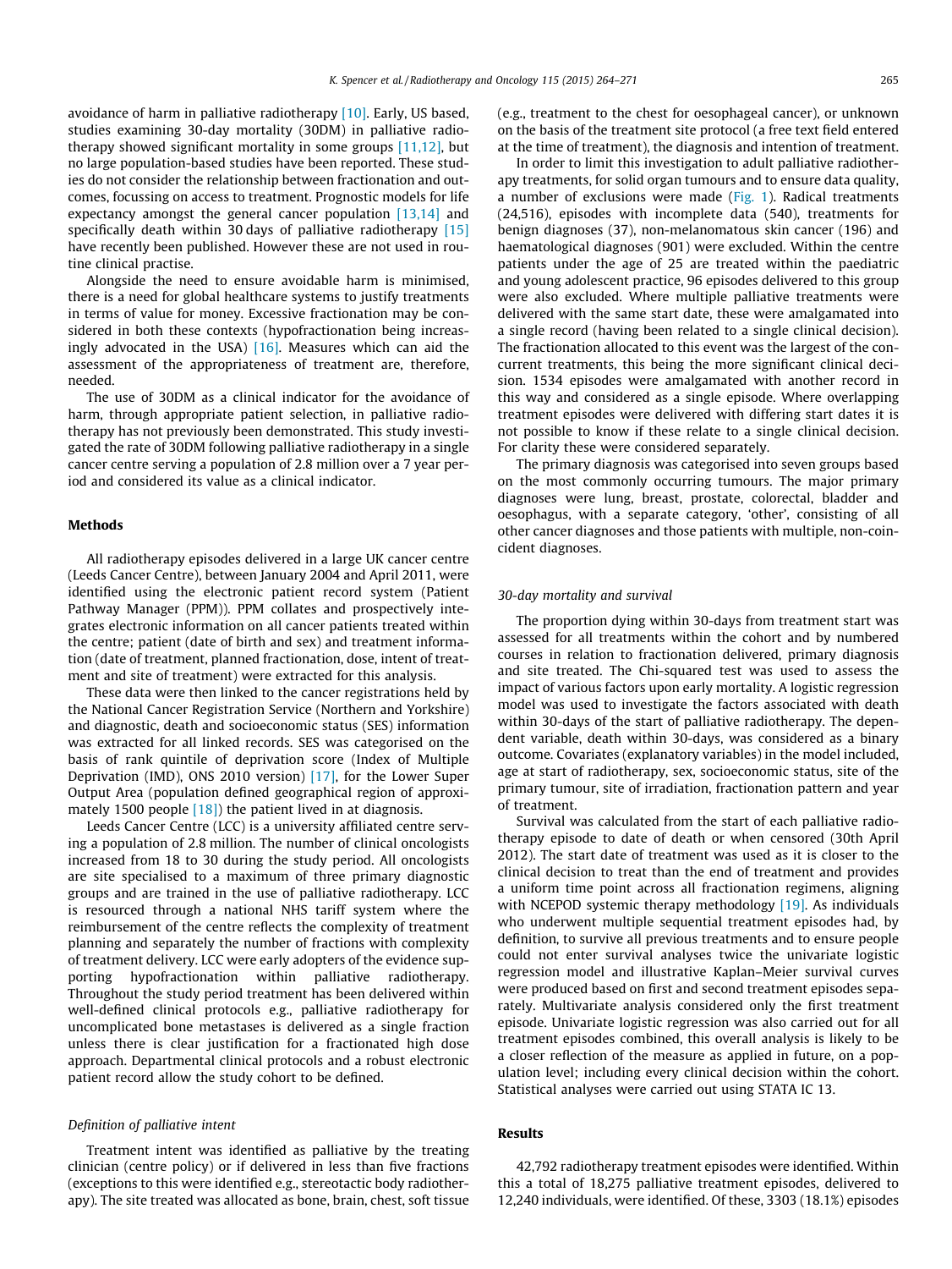avoidance of harm in palliative radiotherapy [10]. Early, US based, studies examining 30-day mortality (30DM) in palliative radiotherapy showed significant mortality in some groups [11,12], but no large population-based studies have been reported. These studies do not consider the relationship between fractionation and outcomes, focussing on access to treatment. Prognostic models for life expectancy amongst the general cancer population [13,14] and specifically death within 30 days of palliative radiotherapy [15] have recently been published. However these are not used in routine clinical practise.

Alongside the need to ensure avoidable harm is minimised, there is a need for global healthcare systems to justify treatments in terms of value for money. Excessive fractionation may be considered in both these contexts (hypofractionation being increasingly advocated in the USA) [16]. Measures which can aid the assessment of the appropriateness of treatment are, therefore, needed.

The use of 30DM as a clinical indicator for the avoidance of harm, through appropriate patient selection, in palliative radiotherapy has not previously been demonstrated. This study investigated the rate of 30DM following palliative radiotherapy in a single cancer centre serving a population of 2.8 million over a 7 year period and considered its value as a clinical indicator.

## Methods

All radiotherapy episodes delivered in a large UK cancer centre (Leeds Cancer Centre), between January 2004 and April 2011, were identified using the electronic patient record system (Patient Pathway Manager (PPM)). PPM collates and prospectively integrates electronic information on all cancer patients treated within the centre; patient (date of birth and sex) and treatment information (date of treatment, planned fractionation, dose, intent of treatment and site of treatment) were extracted for this analysis.

These data were then linked to the cancer registrations held by the National Cancer Registration Service (Northern and Yorkshire) and diagnostic, death and socioeconomic status (SES) information was extracted for all linked records. SES was categorised on the basis of rank quintile of deprivation score (Index of Multiple Deprivation (IMD), ONS 2010 version) [17], for the Lower Super Output Area (population defined geographical region of approximately 1500 people [18]) the patient lived in at diagnosis.

Leeds Cancer Centre (LCC) is a university affiliated centre serving a population of 2.8 million. The number of clinical oncologists increased from 18 to 30 during the study period. All oncologists are site specialised to a maximum of three primary diagnostic groups and are trained in the use of palliative radiotherapy. LCC is resourced through a national NHS tariff system where the reimbursement of the centre reflects the complexity of treatment planning and separately the number of fractions with complexity of treatment delivery. LCC were early adopters of the evidence supporting hypofractionation within palliative radiotherapy. Throughout the study period treatment has been delivered within well-defined clinical protocols e.g., palliative radiotherapy for uncomplicated bone metastases is delivered as a single fraction unless there is clear justification for a fractionated high dose approach. Departmental clinical protocols and a robust electronic patient record allow the study cohort to be defined.

### *Definition of palliative intent*

Treatment intent was identified as palliative by the treating clinician (centre policy) or if delivered in less than five fractions (exceptions to this were identified e.g., stereotactic body radiotherapy). The site treated was allocated as bone, brain, chest, soft tissue (e.g., treatment to the chest for oesophageal cancer), or unknown on the basis of the treatment site protocol (a free text field entered at the time of treatment), the diagnosis and intention of treatment.

In order to limit this investigation to adult palliative radiotherapy treatments, for solid organ tumours and to ensure data quality, a number of exclusions were made (Fig. 1). Radical treatments (24,516), episodes with incomplete data (540), treatments for benign diagnoses (37), non-melanomatous skin cancer (196) and haematological diagnoses (901) were excluded. Within the centre patients under the age of 25 are treated within the paediatric and young adolescent practice, 96 episodes delivered to this group were also excluded. Where multiple palliative treatments were delivered with the same start date, these were amalgamated into a single record (having been related to a single clinical decision). The fractionation allocated to this event was the largest of the concurrent treatments, this being the more significant clinical decision. 1534 episodes were amalgamated with another record in this way and considered as a single episode. Where overlapping treatment episodes were delivered with differing start dates it is not possible to know if these relate to a single clinical decision. For clarity these were considered separately.

The primary diagnosis was categorised into seven groups based on the most commonly occurring tumours. The major primary diagnoses were lung, breast, prostate, colorectal, bladder and oesophagus, with a separate category, 'other', consisting of all other cancer diagnoses and those patients with multiple, non-coincident diagnoses.

### *30-day mortality and survival*

The proportion dying within 30-days from treatment start was assessed for all treatments within the cohort and by numbered courses in relation to fractionation delivered, primary diagnosis and site treated. The Chi-squared test was used to assess the impact of various factors upon early mortality. A logistic regression model was used to investigate the factors associated with death within 30-days of the start of palliative radiotherapy. The dependent variable, death within 30-days, was considered as a binary outcome. Covariates (explanatory variables) in the model included, age at start of radiotherapy, sex, socioeconomic status, site of the primary tumour, site of irradiation, fractionation pattern and year of treatment.

Survival was calculated from the start of each palliative radiotherapy episode to date of death or when censored (30th April 2012). The start date of treatment was used as it is closer to the clinical decision to treat than the end of treatment and provides a uniform time point across all fractionation regimens, aligning with NCEPOD systemic therapy methodology [19]. As individuals who underwent multiple sequential treatment episodes had, by definition, to survive all previous treatments and to ensure people could not enter survival analyses twice the univariate logistic regression model and illustrative Kaplan–Meier survival curves were produced based on first and second treatment episodes separately. Multivariate analysis considered only the first treatment episode. Univariate logistic regression was also carried out for all treatment episodes combined, this overall analysis is likely to be a closer reflection of the measure as applied in future, on a population level; including every clinical decision within the cohort. Statistical analyses were carried out using STATA IC 13.

## Results

42,792 radiotherapy treatment episodes were identified. Within this a total of 18,275 palliative treatment episodes, delivered to 12,240 individuals, were identified. Of these, 3303 (18.1%) episodes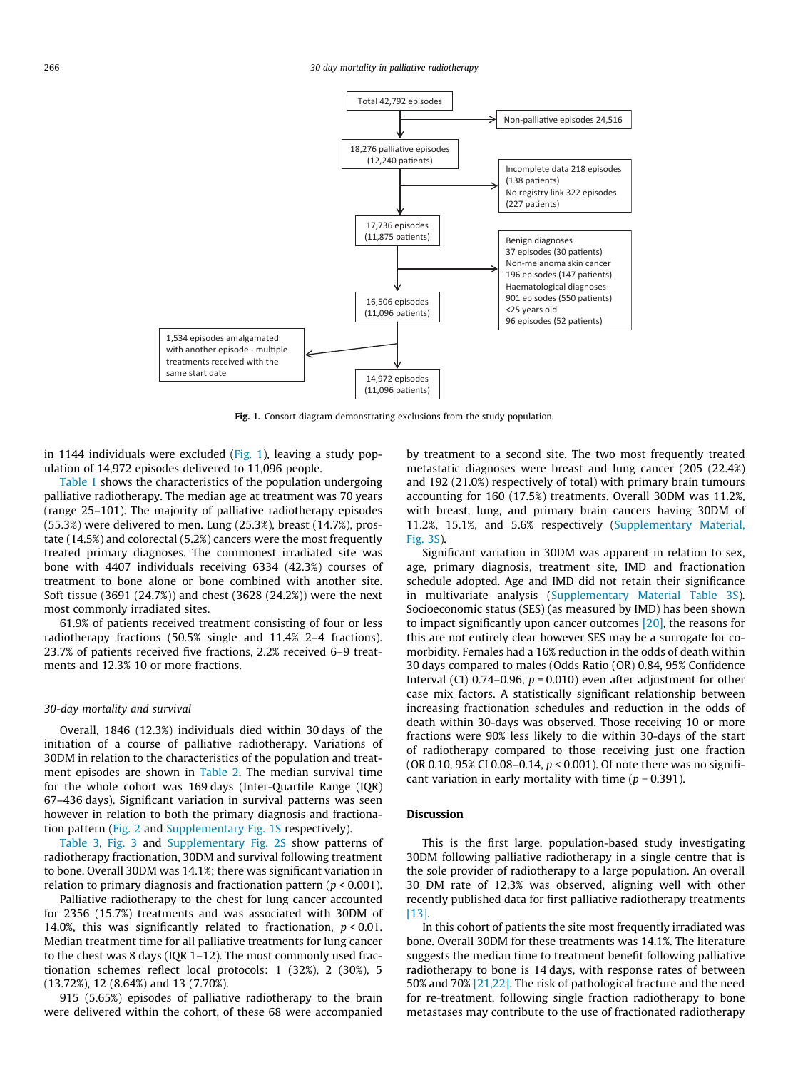Total 42,792 episodes

Non-palliative episodes 24,516

18,276 palliative episodes (12,240 patients)

Incomplete data 218 episodes (138 patients)
No registry link 322 episodes (227 patients)

17,736 episodes (11,875 patients)

Benign diagnoses 37 episodes (30 patients)
Non-melanoma skin cancer 196 episodes (147 patients)
Haematological diagnoses 901 episodes (550 patients)
<25 years old 96 episodes (52 patients)

16,506 episodes (11,096 patients)

1,534 episodes amalgamated with another episode - multiple treatments received with the same start date

14,972 episodes (11,096 patients)

**Fig. 1.** Consort diagram demonstrating exclusions from the study population.

in 1144 individuals were excluded (Fig. 1), leaving a study population of 14,972 episodes delivered to 11,096 people.

Table 1 shows the characteristics of the population undergoing palliative radiotherapy. The median age at treatment was 70 years (range 25–101). The majority of palliative radiotherapy episodes (55.3%) were delivered to men. Lung (25.3%), breast (14.7%), prostate (14.5%) and colorectal (5.2%) cancers were the most frequently treated primary diagnoses. The commonest irradiated site was bone with 4407 individuals receiving 6334 (42.3%) courses of treatment to bone alone or bone combined with another site. Soft tissue (3691 (24.7%)) and chest (3628 (24.2%)) were the next most commonly irradiated sites.

61.9% of patients received treatment consisting of four or less radiotherapy fractions (50.5% single and 11.4% 2–4 fractions). 23.7% of patients received five fractions, 2.2% received 6–9 treatments and 12.3% 10 or more fractions.

### 30-day mortality and survival

Overall, 1846 (12.3%) individuals died within 30 days of the initiation of a course of palliative radiotherapy. Variations of 30DM in relation to the characteristics of the population and treatment episodes are shown in Table 2. The median survival time for the whole cohort was 169 days (Inter-Quartile Range (IQR) 67–436 days). Significant variation in survival patterns was seen however in relation to both the primary diagnosis and fractionation pattern (Fig. 2 and Supplementary Fig. 1S respectively).

Table 3, Fig. 3 and Supplementary Fig. 2S show patterns of radiotherapy fractionation, 30DM and survival following treatment to bone. Overall 30DM was 14.1%; there was significant variation in relation to primary diagnosis and fractionation pattern ($p < 0.001$).

Palliative radiotherapy to the chest for lung cancer accounted for 2356 (15.7%) treatments and was associated with 30DM of 14.0%, this was significantly related to fractionation, $p < 0.01$. Median treatment time for all palliative treatments for lung cancer to the chest was 8 days (IQR 1–12). The most commonly used fractionation schemes reflect local protocols: 1 (32%), 2 (30%), 5 (13.72%), 12 (8.64%) and 13 (7.70%).

915 (5.65%) episodes of palliative radiotherapy to the brain were delivered within the cohort, of these 68 were accompanied by treatment to a second site. The two most frequently treated metastatic diagnoses were breast and lung cancer (205 (22.4%) and 192 (21.0%) respectively of total) with primary brain tumours accounting for 160 (17.5%) treatments. Overall 30DM was 11.2%, with breast, lung, and primary brain cancers having 30DM of 11.2%, 15.1%, and 5.6% respectively (Supplementary Material, Fig. 3S).

Significant variation in 30DM was apparent in relation to sex, age, primary diagnosis, treatment site, IMD and fractionation schedule adopted. Age and IMD did not retain their significance in multivariate analysis (Supplementary Material Table 3S). Socioeconomic status (SES) (as measured by IMD) has been shown to impact significantly upon cancer outcomes [20], the reasons for this are not entirely clear however SES may be a surrogate for co-morbidity. Females had a 16% reduction in the odds of death within 30 days compared to males (Odds Ratio (OR) 0.84, 95% Confidence Interval (CI) 0.74–0.96, $p = 0.010$) even after adjustment for other case mix factors. A statistically significant relationship between increasing fractionation schedules and reduction in the odds of death within 30-days was observed. Those receiving 10 or more fractions were 90% less likely to die within 30-days of the start of radiotherapy compared to those receiving just one fraction (OR 0.10, 95% CI 0.08–0.14, $p < 0.001$). Of note there was no significant variation in early mortality with time ($p = 0.391$).

## Discussion

This is the first large, population-based study investigating 30DM following palliative radiotherapy in a single centre that is the sole provider of radiotherapy to a large population. An overall 30 DM rate of 12.3% was observed, aligning well with other recently published data for first palliative radiotherapy treatments [13].

In this cohort of patients the site most frequently irradiated was bone. Overall 30DM for these treatments was 14.1%. The literature suggests the median time to treatment benefit following palliative radiotherapy to bone is 14 days, with response rates of between 50% and 70% [21,22]. The risk of pathological fracture and the need for re-treatment, following single fraction radiotherapy to bone metastases may contribute to the use of fractionated radiotherapy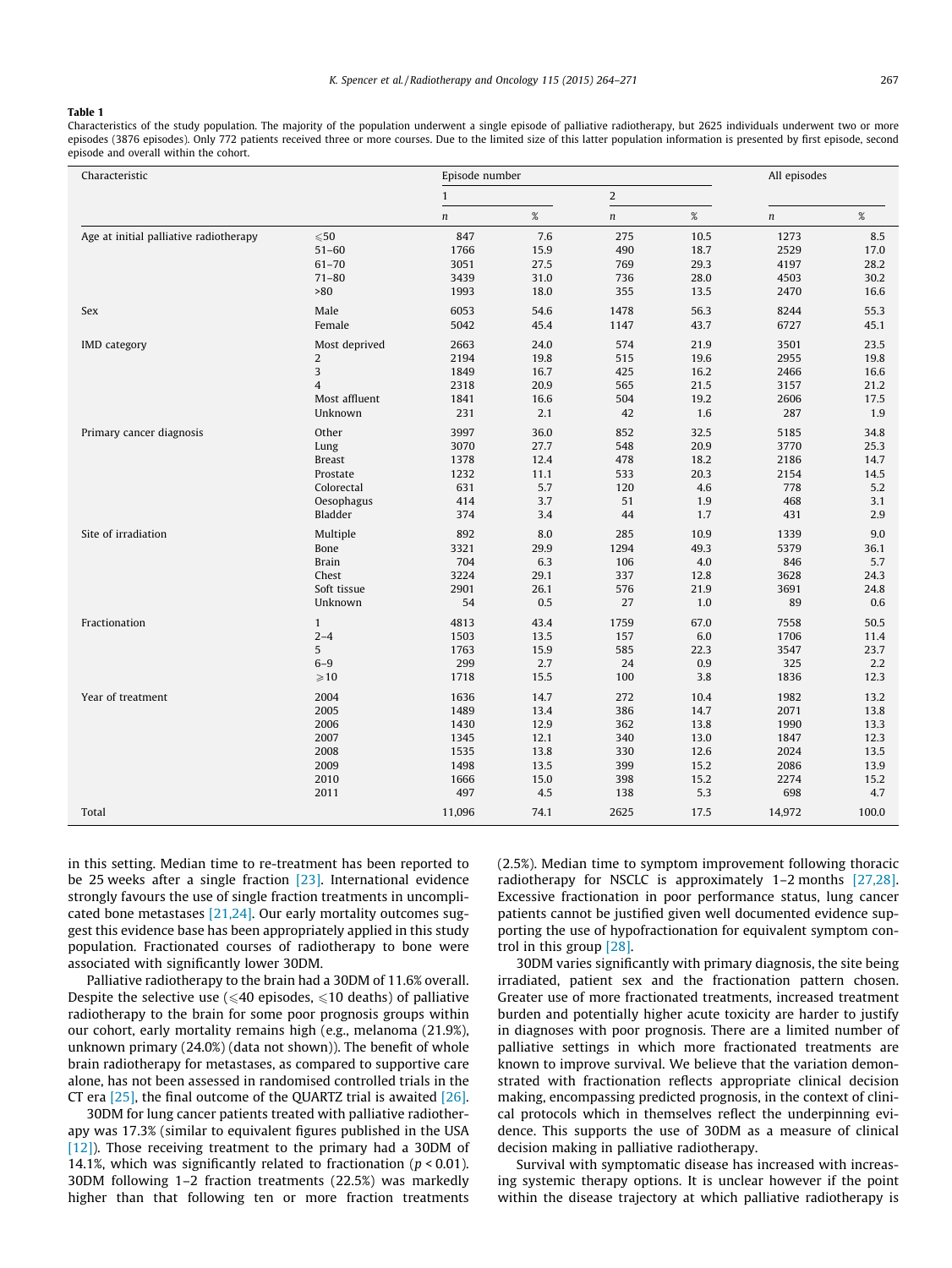**Table 1**
Characteristics of the study population. The majority of the population underwent a single episode of palliative radiotherapy, but 2625 individuals underwent two or more episodes (3876 episodes). Only 772 patients received three or more courses. Due to the limited size of this latter population information is presented by first episode, second episode and overall within the cohort.

| Characteristic | | Episode number | | | | All episodes | |
|---|---|---|---|---|---|---|---|
| | | 1 | | 2 | | | |
| | | *n* | % | *n* | % | *n* | % |
| Age at initial palliative radiotherapy | ⩽50 | 847 | 7.6 | 275 | 10.5 | 1273 | 8.5 |
| | 51–60 | 1766 | 15.9 | 490 | 18.7 | 2529 | 17.0 |
| | 61–70 | 3051 | 27.5 | 769 | 29.3 | 4197 | 28.2 |
| | 71–80 | 3439 | 31.0 | 736 | 28.0 | 4503 | 30.2 |
| | >80 | 1993 | 18.0 | 355 | 13.5 | 2470 | 16.6 |
| Sex | Male | 6053 | 54.6 | 1478 | 56.3 | 8244 | 55.3 |
| | Female | 5042 | 45.4 | 1147 | 43.7 | 6727 | 45.1 |
| IMD category | Most deprived | 2663 | 24.0 | 574 | 21.9 | 3501 | 23.5 |
| | 2 | 2194 | 19.8 | 515 | 19.6 | 2955 | 19.8 |
| | 3 | 1849 | 16.7 | 425 | 16.2 | 2466 | 16.6 |
| | 4 | 2318 | 20.9 | 565 | 21.5 | 3157 | 21.2 |
| | Most affluent | 1841 | 16.6 | 504 | 19.2 | 2606 | 17.5 |
| | Unknown | 231 | 2.1 | 42 | 1.6 | 287 | 1.9 |
| Primary cancer diagnosis | Other | 3997 | 36.0 | 852 | 32.5 | 5185 | 34.8 |
| | Lung | 3070 | 27.7 | 548 | 20.9 | 3770 | 25.3 |
| | Breast | 1378 | 12.4 | 478 | 18.2 | 2186 | 14.7 |
| | Prostate | 1232 | 11.1 | 533 | 20.3 | 2154 | 14.5 |
| | Colorectal | 631 | 5.7 | 120 | 4.6 | 778 | 5.2 |
| | Oesophagus | 414 | 3.7 | 51 | 1.9 | 468 | 3.1 |
| | Bladder | 374 | 3.4 | 44 | 1.7 | 431 | 2.9 |
| Site of irradiation | Multiple | 892 | 8.0 | 285 | 10.9 | 1339 | 9.0 |
| | Bone | 3321 | 29.9 | 1294 | 49.3 | 5379 | 36.1 |
| | Brain | 704 | 6.3 | 106 | 4.0 | 846 | 5.7 |
| | Chest | 3224 | 29.1 | 337 | 12.8 | 3628 | 24.3 |
| | Soft tissue | 2901 | 26.1 | 576 | 21.9 | 3691 | 24.8 |
| | Unknown | 54 | 0.5 | 27 | 1.0 | 89 | 0.6 |
| Fractionation | 1 | 4813 | 43.4 | 1759 | 67.0 | 7558 | 50.5 |
| | 2–4 | 1503 | 13.5 | 157 | 6.0 | 1706 | 11.4 |
| | 5 | 1763 | 15.9 | 585 | 22.3 | 3547 | 23.7 |
| | 6–9 | 299 | 2.7 | 24 | 0.9 | 325 | 2.2 |
| | ⩾10 | 1718 | 15.5 | 100 | 3.8 | 1836 | 12.3 |
| Year of treatment | 2004 | 1636 | 14.7 | 272 | 10.4 | 1982 | 13.2 |
| | 2005 | 1489 | 13.4 | 386 | 14.7 | 2071 | 13.8 |
| | 2006 | 1430 | 12.9 | 362 | 13.8 | 1990 | 13.3 |
| | 2007 | 1345 | 12.1 | 340 | 13.0 | 1847 | 12.3 |
| | 2008 | 1535 | 13.8 | 330 | 12.6 | 2024 | 13.5 |
| | 2009 | 1498 | 13.5 | 399 | 15.2 | 2086 | 13.9 |
| | 2010 | 1666 | 15.0 | 398 | 15.2 | 2274 | 15.2 |
| | 2011 | 497 | 4.5 | 138 | 5.3 | 698 | 4.7 |
| Total | | 11,096 | 74.1 | 2625 | 17.5 | 14,972 | 100.0 |

in this setting. Median time to re-treatment has been reported to be 25 weeks after a single fraction [23]. International evidence strongly favours the use of single fraction treatments in uncomplicated bone metastases [21,24]. Our early mortality outcomes suggest this evidence base has been appropriately applied in this study population. Fractionated courses of radiotherapy to bone were associated with significantly lower 30DM.

Palliative radiotherapy to the brain had a 30DM of 11.6% overall. Despite the selective use (⩽40 episodes, ⩽10 deaths) of palliative radiotherapy to the brain for some poor prognosis groups within our cohort, early mortality remains high (e.g., melanoma (21.9%), unknown primary (24.0%) (data not shown)). The benefit of whole brain radiotherapy for metastases, as compared to supportive care alone, has not been assessed in randomised controlled trials in the CT era [25], the final outcome of the QUARTZ trial is awaited [26].

30DM for lung cancer patients treated with palliative radiotherapy was 17.3% (similar to equivalent figures published in the USA [12]). Those receiving treatment to the primary had a 30DM of 14.1%, which was significantly related to fractionation ($p < 0.01$). 30DM following 1–2 fraction treatments (22.5%) was markedly higher than that following ten or more fraction treatments (2.5%). Median time to symptom improvement following thoracic radiotherapy for NSCLC is approximately 1–2 months [27,28]. Excessive fractionation in poor performance status, lung cancer patients cannot be justified given well documented evidence supporting the use of hypofractionation for equivalent symptom control in this group [28].

30DM varies significantly with primary diagnosis, the site being irradiated, patient sex and the fractionation pattern chosen. Greater use of more fractionated treatments, increased treatment burden and potentially higher acute toxicity are harder to justify in diagnoses with poor prognosis. There are a limited number of palliative settings in which more fractionated treatments are known to improve survival. We believe that the variation demonstrated with fractionation reflects appropriate clinical decision making, encompassing predicted prognosis, in the context of clinical protocols which in themselves reflect the underpinning evidence. This supports the use of 30DM as a measure of clinical decision making in palliative radiotherapy.

Survival with symptomatic disease has increased with increasing systemic therapy options. It is unclear however if the point within the disease trajectory at which palliative radiotherapy is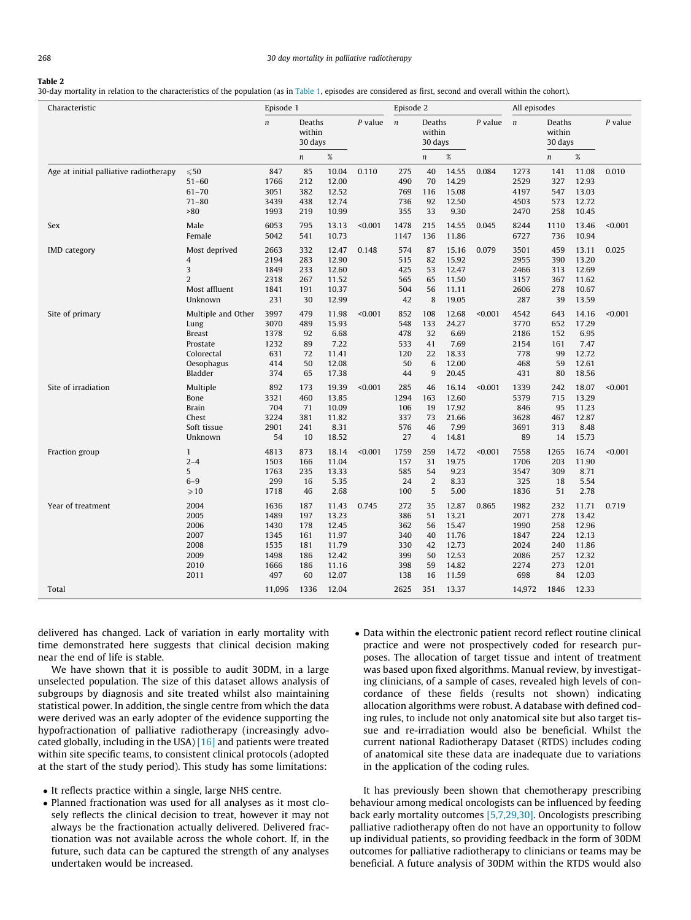**Table 2**
30-day mortality in relation to the characteristics of the population (as in Table 1, episodes are considered as first, second and overall within the cohort).

| Characteristic | | Episode 1 | | | | Episode 2 | | | | All episodes | | | |
|---|---|---|---|---|---|---|---|---|---|---|---|---|---|
| | | *n* | Deaths within 30 days | | *P* value | *n* | Deaths within 30 days | | *P* value | *n* | Deaths within 30 days | | *P* value |
| | | | *n* | % | | | *n* | % | | | *n* | % | |
| Age at initial palliative radiotherapy | ⩽50 | 847 | 85 | 10.04 | 0.110 | 275 | 40 | 14.55 | 0.084 | 1273 | 141 | 11.08 | 0.010 |
| | 51–60 | 1766 | 212 | 12.00 | | 490 | 70 | 14.29 | | 2529 | 327 | 12.93 | |
| | 61–70 | 3051 | 382 | 12.52 | | 769 | 116 | 15.08 | | 4197 | 547 | 13.03 | |
| | 71–80 | 3439 | 438 | 12.74 | | 736 | 92 | 12.50 | | 4503 | 573 | 12.72 | |
| | >80 | 1993 | 219 | 10.99 | | 355 | 33 | 9.30 | | 2470 | 258 | 10.45 | |
| Sex | Male | 6053 | 795 | 13.13 | <0.001 | 1478 | 215 | 14.55 | 0.045 | 8244 | 1110 | 13.46 | <0.001 |
| | Female | 5042 | 541 | 10.73 | | 1147 | 136 | 11.86 | | 6727 | 736 | 10.94 | |
| IMD category | Most deprived | 2663 | 332 | 12.47 | 0.148 | 574 | 87 | 15.16 | 0.079 | 3501 | 459 | 13.11 | 0.025 |
| | 4 | 2194 | 283 | 12.90 | | 515 | 82 | 15.92 | | 2955 | 390 | 13.20 | |
| | 3 | 1849 | 233 | 12.60 | | 425 | 53 | 12.47 | | 2466 | 313 | 12.69 | |
| | 2 | 2318 | 267 | 11.52 | | 565 | 65 | 11.50 | | 3157 | 367 | 11.62 | |
| | Most affluent | 1841 | 191 | 10.37 | | 504 | 56 | 11.11 | | 2606 | 278 | 10.67 | |
| | Unknown | 231 | 30 | 12.99 | | 42 | 8 | 19.05 | | 287 | 39 | 13.59 | |
| Site of primary | Multiple and Other | 3997 | 479 | 11.98 | <0.001 | 852 | 108 | 12.68 | <0.001 | 4542 | 643 | 14.16 | <0.001 |
| | Lung | 3070 | 489 | 15.93 | | 548 | 133 | 24.27 | | 3770 | 652 | 17.29 | |
| | Breast | 1378 | 92 | 6.68 | | 478 | 32 | 6.69 | | 2186 | 152 | 6.95 | |
| | Prostate | 1232 | 89 | 7.22 | | 533 | 41 | 7.69 | | 2154 | 161 | 7.47 | |
| | Colorectal | 631 | 72 | 11.41 | | 120 | 22 | 18.33 | | 778 | 99 | 12.72 | |
| | Oesophagus | 414 | 50 | 12.08 | | 50 | 6 | 12.00 | | 468 | 59 | 12.61 | |
| | Bladder | 374 | 65 | 17.38 | | 44 | 9 | 20.45 | | 431 | 80 | 18.56 | |
| Site of irradiation | Multiple | 892 | 173 | 19.39 | <0.001 | 285 | 46 | 16.14 | <0.001 | 1339 | 242 | 18.07 | <0.001 |
| | Bone | 3321 | 460 | 13.85 | | 1294 | 163 | 12.60 | | 5379 | 715 | 13.29 | |
| | Brain | 704 | 71 | 10.09 | | 106 | 19 | 17.92 | | 846 | 95 | 11.23 | |
| | Chest | 3224 | 381 | 11.82 | | 337 | 73 | 21.66 | | 3628 | 467 | 12.87 | |
| | Soft tissue | 2901 | 241 | 8.31 | | 576 | 46 | 7.99 | | 3691 | 313 | 8.48 | |
| | Unknown | 54 | 10 | 18.52 | | 27 | 4 | 14.81 | | 89 | 14 | 15.73 | |
| Fraction group | 1 | 4813 | 873 | 18.14 | <0.001 | 1759 | 259 | 14.72 | <0.001 | 7558 | 1265 | 16.74 | <0.001 |
| | 2–4 | 1503 | 166 | 11.04 | | 157 | 31 | 19.75 | | 1706 | 203 | 11.90 | |
| | 5 | 1763 | 235 | 13.33 | | 585 | 54 | 9.23 | | 3547 | 309 | 8.71 | |
| | 6–9 | 299 | 16 | 5.35 | | 24 | 2 | 8.33 | | 325 | 18 | 5.54 | |
| | ⩾10 | 1718 | 46 | 2.68 | | 100 | 5 | 5.00 | | 1836 | 51 | 2.78 | |
| Year of treatment | 2004 | 1636 | 187 | 11.43 | 0.745 | 272 | 35 | 12.87 | 0.865 | 1982 | 232 | 11.71 | 0.719 |
| | 2005 | 1489 | 197 | 13.23 | | 386 | 51 | 13.21 | | 2071 | 278 | 13.42 | |
| | 2006 | 1430 | 178 | 12.45 | | 362 | 56 | 15.47 | | 1990 | 258 | 12.96 | |
| | 2007 | 1345 | 161 | 11.97 | | 340 | 40 | 11.76 | | 1847 | 224 | 12.13 | |
| | 2008 | 1535 | 181 | 11.79 | | 330 | 42 | 12.73 | | 2024 | 240 | 11.86 | |
| | 2009 | 1498 | 186 | 12.42 | | 399 | 50 | 12.53 | | 2086 | 257 | 12.32 | |
| | 2010 | 1666 | 186 | 11.16 | | 398 | 59 | 14.82 | | 2274 | 273 | 12.01 | |
| | 2011 | 497 | 60 | 12.07 | | 138 | 16 | 11.59 | | 698 | 84 | 12.03 | |
| Total | | 11,096 | 1336 | 12.04 | | 2625 | 351 | 13.37 | | 14,972 | 1846 | 12.33 | |

delivered has changed. Lack of variation in early mortality with time demonstrated here suggests that clinical decision making near the end of life is stable.

We have shown that it is possible to audit 30DM, in a large unselected population. The size of this dataset allows analysis of subgroups by diagnosis and site treated whilst also maintaining statistical power. In addition, the single centre from which the data were derived was an early adopter of the evidence supporting the hypofractionation of palliative radiotherapy (increasingly advocated globally, including in the USA) [16] and patients were treated within site specific teams, to consistent clinical protocols (adopted at the start of the study period). This study has some limitations:

- It reflects practice within a single, large NHS centre.
- Planned fractionation was used for all analyses as it most closely reflects the clinical decision to treat, however it may not always be the fractionation actually delivered. Delivered fractionation was not available across the whole cohort. If, in the future, such data can be captured the strength of any analyses undertaken would be increased.
- Data within the electronic patient record reflect routine clinical practice and were not prospectively coded for research purposes. The allocation of target tissue and intent of treatment was based upon fixed algorithms. Manual review, by investigating clinicians, of a sample of cases, revealed high levels of concordance of these fields (results not shown) indicating allocation algorithms were robust. A database with defined coding rules, to include not only anatomical site but also target tissue and re-irradiation would also be beneficial. Whilst the current national Radiotherapy Dataset (RTDS) includes coding of anatomical site these data are inadequate due to variations in the application of the coding rules.

It has previously been shown that chemotherapy prescribing behaviour among medical oncologists can be influenced by feeding back early mortality outcomes [5,7,29,30]. Oncologists prescribing palliative radiotherapy often do not have an opportunity to follow up individual patients, so providing feedback in the form of 30DM outcomes for palliative radiotherapy to clinicians or teams may be beneficial. A future analysis of 30DM within the RTDS would also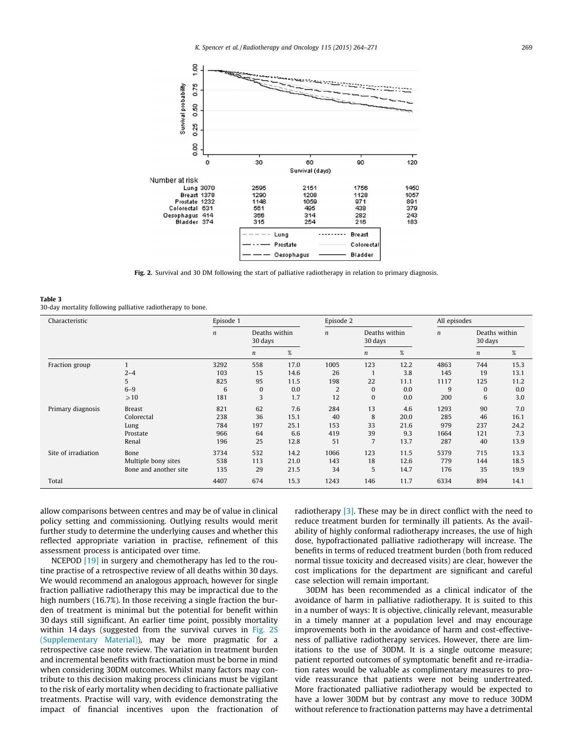Fig. 2. Survival and 30 DM following the start of palliative radiotherapy in relation to primary diagnosis.

**Table 3**
30-day mortality following palliative radiotherapy to bone.

| Characteristic | | Episode 1 | | | Episode 2 | | | All episodes | | |
|---|---|---|---|---|---|---|---|---|---|---|
| | | n | Deaths within 30 days | | n | Deaths within 30 days | | n | Deaths within 30 days | |
| | | | n | % | | n | % | | n | % |
| Fraction group | 1 | 3292 | 558 | 17.0 | 1005 | 123 | 12.2 | 4863 | 744 | 15.3 |
| | 2–4 | 103 | 15 | 14.6 | 26 | 1 | 3.8 | 145 | 19 | 13.1 |
| | 5 | 825 | 95 | 11.5 | 198 | 22 | 11.1 | 1117 | 125 | 11.2 |
| | 6–9 | 6 | 0 | 0.0 | 2 | 0 | 0.0 | 9 | 0 | 0.0 |
| | ⩾10 | 181 | 3 | 1.7 | 12 | 0 | 0.0 | 200 | 6 | 3.0 |
| Primary diagnosis | Breast | 821 | 62 | 7.6 | 284 | 13 | 4.6 | 1293 | 90 | 7.0 |
| | Colorectal | 238 | 36 | 15.1 | 40 | 8 | 20.0 | 285 | 46 | 16.1 |
| | Lung | 784 | 197 | 25.1 | 153 | 33 | 21.6 | 979 | 237 | 24.2 |
| | Prostate | 966 | 64 | 6.6 | 419 | 39 | 9.3 | 1664 | 121 | 7.3 |
| | Renal | 196 | 25 | 12.8 | 51 | 7 | 13.7 | 287 | 40 | 13.9 |
| Site of irradiation | Bone | 3734 | 532 | 14.2 | 1066 | 123 | 11.5 | 5379 | 715 | 13.3 |
| | Multiple bony sites | 538 | 113 | 21.0 | 143 | 18 | 12.6 | 779 | 144 | 18.5 |
| | Bone and another site | 135 | 29 | 21.5 | 34 | 5 | 14.7 | 176 | 35 | 19.9 |
| Total | | 4407 | 674 | 15.3 | 1243 | 146 | 11.7 | 6334 | 894 | 14.1 |

allow comparisons between centres and may be of value in clinical policy setting and commissioning. Outlying results would merit further study to determine the underlying causes and whether this reflected appropriate variation in practise, refinement of this assessment process is anticipated over time.

NCEPOD [19] in surgery and chemotherapy has led to the routine practise of a retrospective review of all deaths within 30 days. We would recommend an analogous approach, however for single fraction palliative radiotherapy this may be impractical due to the high numbers (16.7%). In those receiving a single fraction the burden of treatment is minimal but the potential for benefit within 30 days still significant. An earlier time point, possibly mortality within 14 days (suggested from the survival curves in Fig. 2S (Supplementary Material)), may be more pragmatic for a retrospective case note review. The variation in treatment burden and incremental benefits with fractionation must be borne in mind when considering 30DM outcomes. Whilst many factors may contribute to this decision making process clinicians must be vigilant to the risk of early mortality when deciding to fractionate palliative treatments. Practise will vary, with evidence demonstrating the impact of financial incentives upon the fractionation of radiotherapy [3]. These may be in direct conflict with the need to reduce treatment burden for terminally ill patients. As the availability of highly conformal radiotherapy increases, the use of high dose, hypofractionated palliative radiotherapy will increase. The benefits in terms of reduced treatment burden (both from reduced normal tissue toxicity and decreased visits) are clear, however the cost implications for the department are significant and careful case selection will remain important.

30DM has been recommended as a clinical indicator of the avoidance of harm in palliative radiotherapy. It is suited to this in a number of ways: It is objective, clinically relevant, measurable in a timely manner at a population level and may encourage improvements both in the avoidance of harm and cost-effectiveness of palliative radiotherapy services. However, there are limitations to the use of 30DM. It is a single outcome measure; patient reported outcomes of symptomatic benefit and re-irradiation rates would be valuable as complimentary measures to provide reassurance that patients were not being undertreated. More fractionated palliative radiotherapy would be expected to have a lower 30DM but by contrast any move to reduce 30DM without reference to fractionation patterns may have a detrimental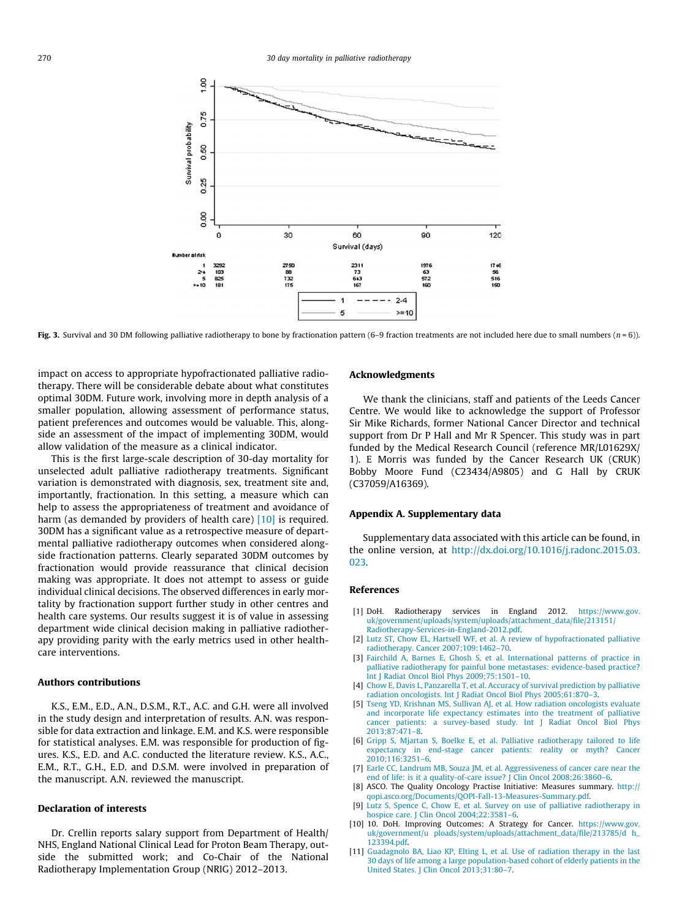Fig. 3. Survival and 30 DM following palliative radiotherapy to bone by fractionation pattern (6–9 fraction treatments are not included here due to small numbers ($n$ = 6)).

impact on access to appropriate hypofractionated palliative radiotherapy. There will be considerable debate about what constitutes optimal 30DM. Future work, involving more in depth analysis of a smaller population, allowing assessment of performance status, patient preferences and outcomes would be valuable. This, alongside an assessment of the impact of implementing 30DM, would allow validation of the measure as a clinical indicator.

This is the first large-scale description of 30-day mortality for unselected adult palliative radiotherapy treatments. Significant variation is demonstrated with diagnosis, sex, treatment site and, importantly, fractionation. In this setting, a measure which can help to assess the appropriateness of treatment and avoidance of harm (as demanded by providers of health care) [10] is required. 30DM has a significant value as a retrospective measure of departmental palliative radiotherapy outcomes when considered alongside fractionation patterns. Clearly separated 30DM outcomes by fractionation would provide reassurance that clinical decision making was appropriate. It does not attempt to assess or guide individual clinical decisions. The observed differences in early mortality by fractionation support further study in other centres and health care systems. Our results suggest it is of value in assessing department wide clinical decision making in palliative radiotherapy providing parity with the early metrics used in other healthcare interventions.

## Authors contributions

K.S., E.M., E.D., A.N., D.S.M., R.T., A.C. and G.H. were all involved in the study design and interpretation of results. A.N. was responsible for data extraction and linkage. E.M. and K.S. were responsible for statistical analyses. E.M. was responsible for production of figures. K.S., E.D. and A.C. conducted the literature review. K.S., A.C., E.M., R.T., G.H., E.D. and D.S.M. were involved in preparation of the manuscript. A.N. reviewed the manuscript.

## Declaration of interests

Dr. Crellin reports salary support from Department of Health/NHS, England National Clinical Lead for Proton Beam Therapy, outside the submitted work; and Co-Chair of the National Radiotherapy Implementation Group (NRIG) 2012–2013.

## Acknowledgments

We thank the clinicians, staff and patients of the Leeds Cancer Centre. We would like to acknowledge the support of Professor Sir Mike Richards, former National Cancer Director and technical support from Dr P Hall and Mr R Spencer. This study was in part funded by the Medical Research Council (reference MR/L01629X/1). E Morris was funded by the Cancer Research UK (CRUK) Bobby Moore Fund (C23434/A9805) and G Hall by CRUK (C37059/A16369).

## Appendix A. Supplementary data

Supplementary data associated with this article can be found, in the online version, at http://dx.doi.org/10.1016/j.radonc.2015.03.023.

## References

[1] DoH. Radiotherapy services in England 2012. https://www.gov.uk/government/uploads/system/uploads/attachment_data/file/213151/Radiotherapy-Services-in-England-2012.pdf.

[2] Lutz ST, Chow EL, Hartsell WF, et al. A review of hypofractionated palliative radiotherapy. Cancer 2007;109:1462–70.

[3] Fairchild A, Barnes E, Ghosh S, et al. International patterns of practice in palliative radiotherapy for painful bone metastases: evidence-based practice? Int J Radiat Oncol Biol Phys 2009;75:1501–10.

[4] Chow E, Davis L, Panzarella T, et al. Accuracy of survival prediction by palliative radiation oncologists. Int J Radiat Oncol Biol Phys 2005;61:870–3.

[5] Tseng YD, Krishnan MS, Sullivan AJ, et al. How radiation oncologists evaluate and incorporate life expectancy estimates into the treatment of palliative cancer patients: a survey-based study. Int J Radiat Oncol Biol Phys 2013;87:471–8.

[6] Gripp S, Mjartan S, Boelke E, et al. Palliative radiotherapy tailored to life expectancy in end-stage cancer patients: reality or myth? Cancer 2010;116:3251–6.

[7] Earle CC, Landrum MB, Souza JM, et al. Aggressiveness of cancer care near the end of life: is it a quality-of-care issue? J Clin Oncol 2008;26:3860–6.

[8] ASCO. The Quality Oncology Practise Initiative: Measures summary. http://qopi.asco.org/Documents/QOPI-Fall-13-Measures-Summary.pdf.

[9] Lutz S, Spence C, Chow E, et al. Survey on use of palliative radiotherapy in hospice care. J Clin Oncol 2004;22:3581–6.

[10] 10. DoH. Improving Outcomes: A Strategy for Cancer. https://www.gov.uk/government/uploads/system/uploads/attachment_data/file/213785/dh_123394.pdf.

[11] Guadagnolo BA, Liao KP, Elting L, et al. Use of radiation therapy in the last 30 days of life among a large population-based cohort of elderly patients in the United States. J Clin Oncol 2013;31:80–7.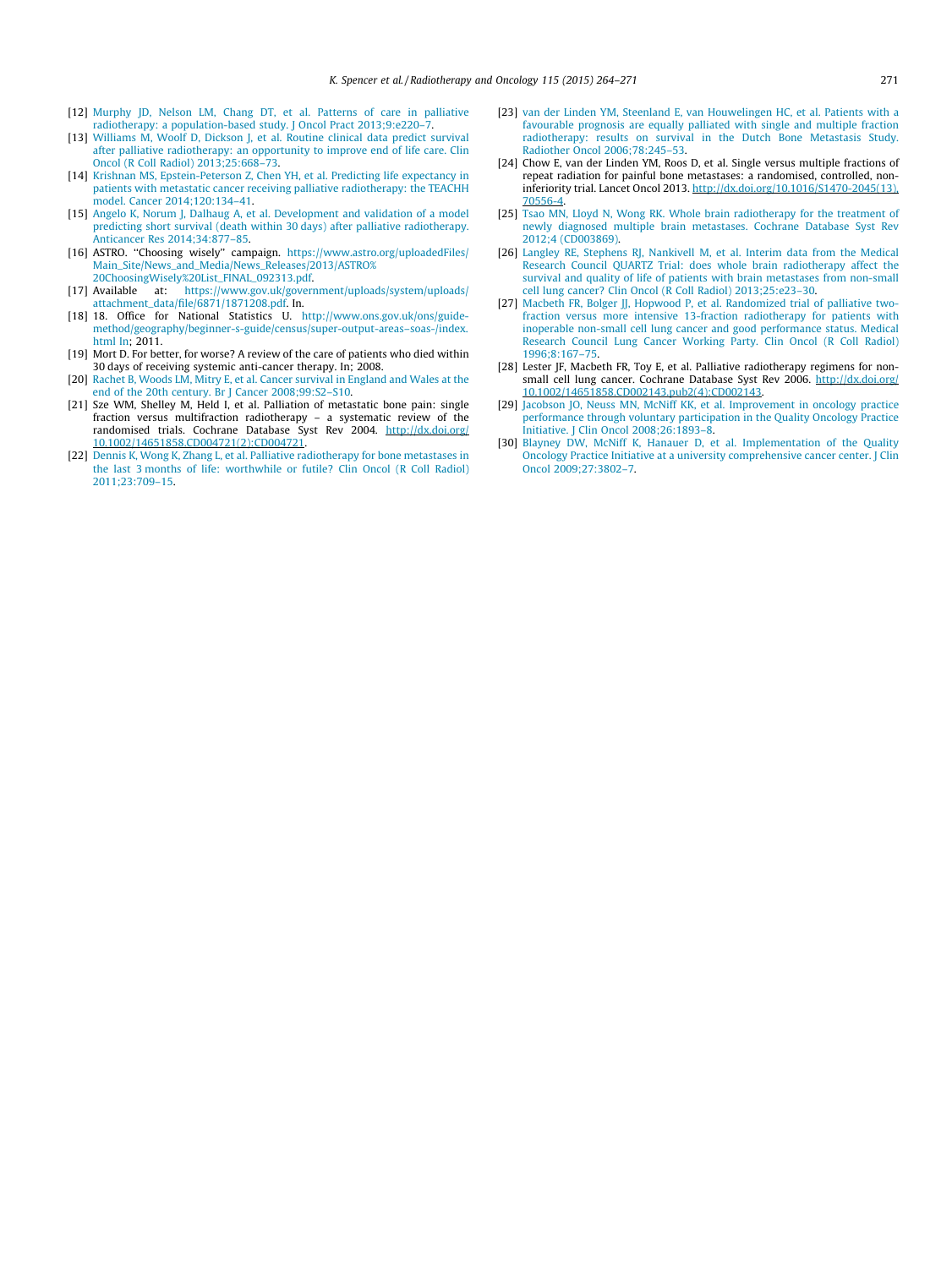[12] Murphy JD, Nelson LM, Chang DT, et al. Patterns of care in palliative radiotherapy: a population-based study. J Oncol Pract 2013;9:e220–7.

[13] Williams M, Woolf D, Dickson J, et al. Routine clinical data predict survival after palliative radiotherapy: an opportunity to improve end of life care. Clin Oncol (R Coll Radiol) 2013;25:668–73.

[14] Krishnan MS, Epstein-Peterson Z, Chen YH, et al. Predicting life expectancy in patients with metastatic cancer receiving palliative radiotherapy: the TEACHH model. Cancer 2014;120:134–41.

[15] Angelo K, Norum J, Dalhaug A, et al. Development and validation of a model predicting short survival (death within 30 days) after palliative radiotherapy. Anticancer Res 2014;34:877–85.

[16] ASTRO. "Choosing wisely" campaign. https://www.astro.org/uploadedFiles/Main_Site/News_and_Media/News_Releases/2013/ASTRO%20ChoosingWisely%20List_FINAL_092313.pdf.

[17] Available at: https://www.gov.uk/government/uploads/system/uploads/attachment_data/file/6871/1871208.pdf. In.

[18] 18. Office for National Statistics U. http://www.ons.gov.uk/ons/guide-method/geography/beginner-s-guide/census/super-output-areas–soas-/index.html In; 2011.

[19] Mort D. For better, for worse? A review of the care of patients who died within 30 days of receiving systemic anti-cancer therapy. In; 2008.

[20] Rachet B, Woods LM, Mitry E, et al. Cancer survival in England and Wales at the end of the 20th century. Br J Cancer 2008;99:S2–S10.

[21] Sze WM, Shelley M, Held I, et al. Palliation of metastatic bone pain: single fraction versus multifraction radiotherapy – a systematic review of the randomised trials. Cochrane Database Syst Rev 2004. http://dx.doi.org/10.1002/14651858.CD004721(2):CD004721.

[22] Dennis K, Wong K, Zhang L, et al. Palliative radiotherapy for bone metastases in the last 3 months of life: worthwhile or futile? Clin Oncol (R Coll Radiol) 2011;23:709–15.

[23] van der Linden YM, Steenland E, van Houwelingen HC, et al. Patients with a favourable prognosis are equally palliated with single and multiple fraction radiotherapy: results on survival in the Dutch Bone Metastasis Study. Radiother Oncol 2006;78:245–53.

[24] Chow E, van der Linden YM, Roos D, et al. Single versus multiple fractions of repeat radiation for painful bone metastases: a randomised, controlled, non-inferiority trial. Lancet Oncol 2013. http://dx.doi.org/10.1016/S1470-2045(13)70556-4.

[25] Tsao MN, Lloyd N, Wong RK. Whole brain radiotherapy for the treatment of newly diagnosed multiple brain metastases. Cochrane Database Syst Rev 2012;4 (CD003869).

[26] Langley RE, Stephens RJ, Nankivell M, et al. Interim data from the Medical Research Council QUARTZ Trial: does whole brain radiotherapy affect the survival and quality of life of patients with brain metastases from non-small cell lung cancer? Clin Oncol (R Coll Radiol) 2013;25:e23–30.

[27] Macbeth FR, Bolger JJ, Hopwood P, et al. Randomized trial of palliative two-fraction versus more intensive 13-fraction radiotherapy for patients with inoperable non-small cell lung cancer and good performance status. Medical Research Council Lung Cancer Working Party. Clin Oncol (R Coll Radiol) 1996;8:167–75.

[28] Lester JF, Macbeth FR, Toy E, et al. Palliative radiotherapy regimens for non-small cell lung cancer. Cochrane Database Syst Rev 2006. http://dx.doi.org/10.1002/14651858.CD002143.pub2(4):CD002143.

[29] Jacobson JO, Neuss MN, McNiff KK, et al. Improvement in oncology practice performance through voluntary participation in the Quality Oncology Practice Initiative. J Clin Oncol 2008;26:1893–8.

[30] Blayney DW, McNiff K, Hanauer D, et al. Implementation of the Quality Oncology Practice Initiative at a university comprehensive cancer center. J Clin Oncol 2009;27:3802–7.